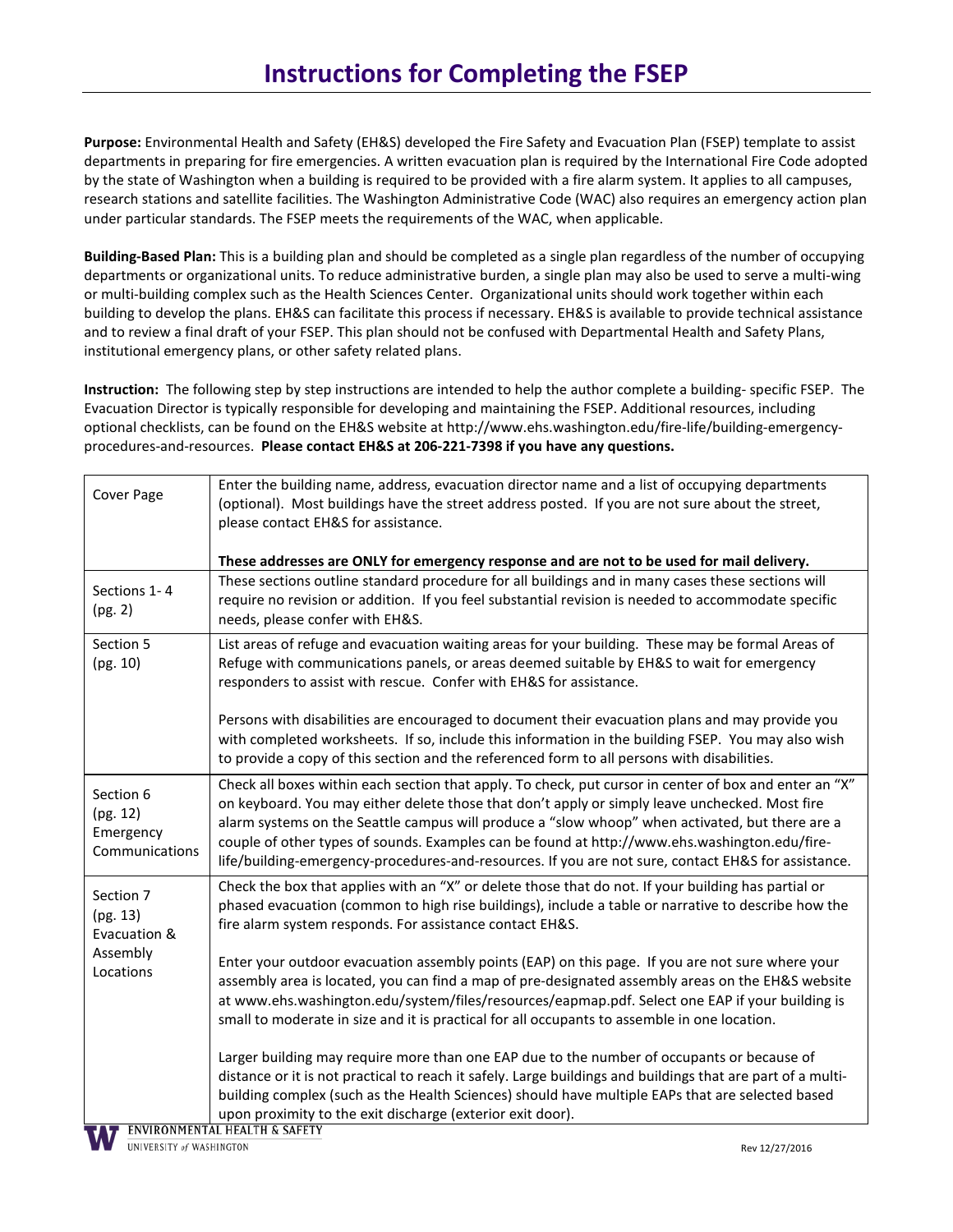# Instructions for Completing the FSEP

**Purpose:** Environmental Health and Safety (EH&S) developed the Fire Safety and Evacuation Plan (FSEP) template to assist departments in preparing for fire emergencies. A written evacuation plan is required by the International Fire Code adopted by the state of Washington when a building is required to be provided with a fire alarm system. It applies to all campuses, research stations and satellite facilities. The Washington Administrative Code (WAC) also requires an emergency action plan under particular standards. The FSEP meets the requirements of the WAC, when applicable.

**Building-Based Plan:** This is a building plan and should be completed as a single plan regardless of the number of occupying departments or organizational units. To reduce administrative burden, a single plan may also be used to serve a multi-wing or multi-building complex such as the Health Sciences Center. Organizational units should work together within each building to develop the plans. EH&S can facilitate this process if necessary. EH&S is available to provide technical assistance and to review a final draft of your FSEP. This plan should not be confused with Departmental Health and Safety Plans, institutional emergency plans, or other safety related plans.

**Instruction:** The following step by step instructions are intended to help the author complete a building- specific FSEP. The Evacuation Director is typically responsible for developing and maintaining the FSEP. Additional resources, including optional checklists, can be found on the EH&S website at http://www.ehs.washington.edu/fire-life/building-emergency-procedures-and-resources. **Please contact EH&S at 206-221-7398 if you have any questions.**

| Section | Instructions |
|---|---|
| Cover Page | Enter the building name, address, evacuation director name and a list of occupying departments (optional). Most buildings have the street address posted. If you are not sure about the street, please contact EH&S for assistance.<br><br>**These addresses are ONLY for emergency response and are not to be used for mail delivery.** |
| Sections 1- 4 (pg. 2) | These sections outline standard procedure for all buildings and in many cases these sections will require no revision or addition. If you feel substantial revision is needed to accommodate specific needs, please confer with EH&S. |
| Section 5 (pg. 10) | List areas of refuge and evacuation waiting areas for your building. These may be formal Areas of Refuge with communications panels, or areas deemed suitable by EH&S to wait for emergency responders to assist with rescue. Confer with EH&S for assistance.<br><br>Persons with disabilities are encouraged to document their evacuation plans and may provide you with completed worksheets. If so, include this information in the building FSEP. You may also wish to provide a copy of this section and the referenced form to all persons with disabilities. |
| Section 6 (pg. 12) Emergency Communications | Check all boxes within each section that apply. To check, put cursor in center of box and enter an "X" on keyboard. You may either delete those that don't apply or simply leave unchecked. Most fire alarm systems on the Seattle campus will produce a "slow whoop" when activated, but there are a couple of other types of sounds. Examples can be found at http://www.ehs.washington.edu/fire-life/building-emergency-procedures-and-resources. If you are not sure, contact EH&S for assistance. |
| Section 7 (pg. 13) Evacuation & Assembly Locations | Check the box that applies with an "X" or delete those that do not. If your building has partial or phased evacuation (common to high rise buildings), include a table or narrative to describe how the fire alarm system responds. For assistance contact EH&S.<br><br>Enter your outdoor evacuation assembly points (EAP) on this page. If you are not sure where your assembly area is located, you can find a map of pre-designated assembly areas on the EH&S website at www.ehs.washington.edu/system/files/resources/eapmap.pdf. Select one EAP if your building is small to moderate in size and it is practical for all occupants to assemble in one location.<br><br>Larger building may require more than one EAP due to the number of occupants or because of distance or it is not practical to reach it safely. Large buildings and buildings that are part of a multi-building complex (such as the Health Sciences) should have multiple EAPs that are selected based upon proximity to the exit discharge (exterior exit door). |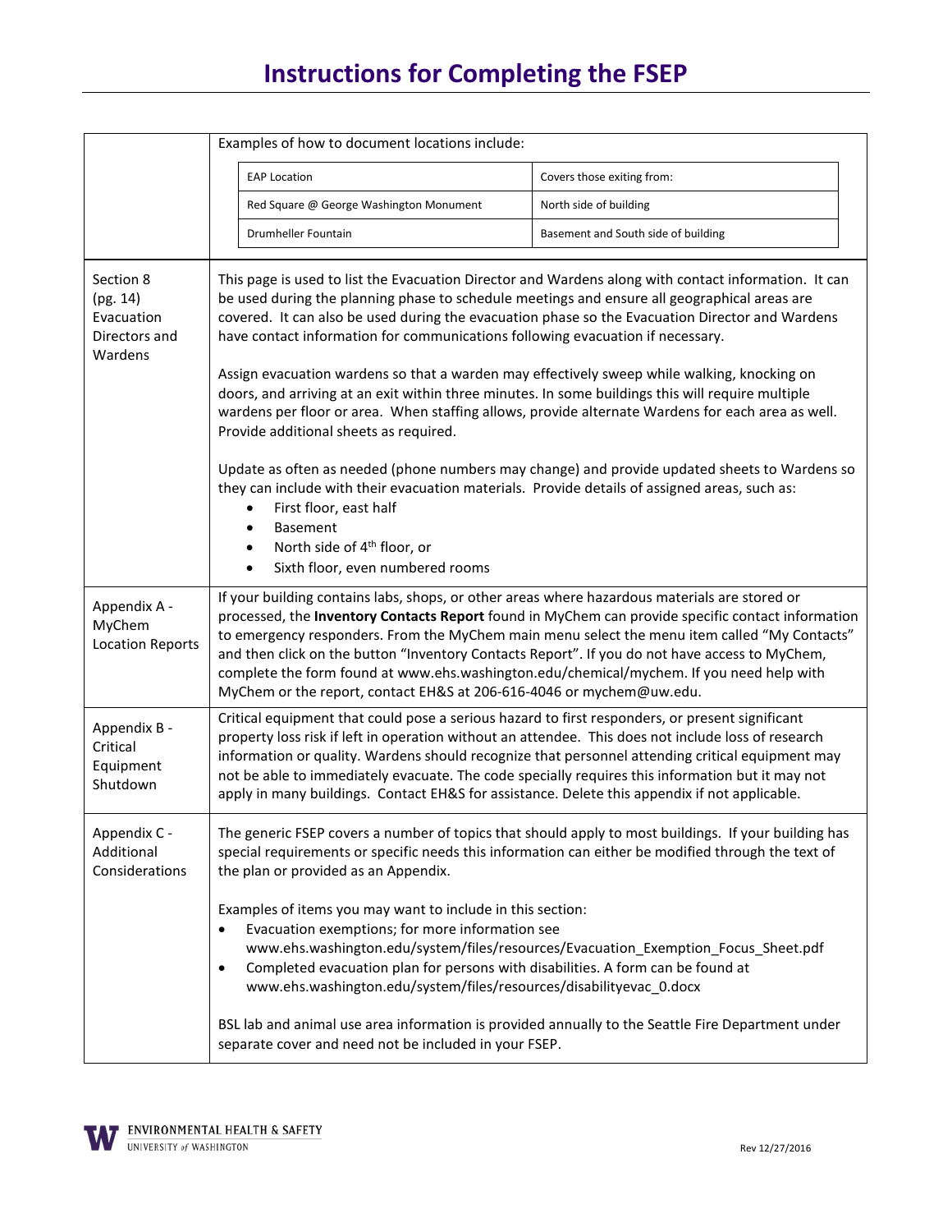# Instructions for Completing the FSEP

| | |
|---|---|
| | Examples of how to document locations include:<br><br>EAP Location — Covers those exiting from:<br>Red Square @ George Washington Monument — North side of building<br>Drumheller Fountain — Basement and South side of building |
| Section 8 (pg. 14) Evacuation Directors and Wardens | This page is used to list the Evacuation Director and Wardens along with contact information. It can be used during the planning phase to schedule meetings and ensure all geographical areas are covered. It can also be used during the evacuation phase so the Evacuation Director and Wardens have contact information for communications following evacuation if necessary.<br><br>Assign evacuation wardens so that a warden may effectively sweep while walking, knocking on doors, and arriving at an exit within three minutes. In some buildings this will require multiple wardens per floor or area. When staffing allows, provide alternate Wardens for each area as well. Provide additional sheets as required.<br><br>Update as often as needed (phone numbers may change) and provide updated sheets to Wardens so they can include with their evacuation materials. Provide details of assigned areas, such as:<br>• First floor, east half<br>• Basement<br>• North side of 4th floor, or<br>• Sixth floor, even numbered rooms |
| Appendix A - MyChem Location Reports | If your building contains labs, shops, or other areas where hazardous materials are stored or processed, the **Inventory Contacts Report** found in MyChem can provide specific contact information to emergency responders. From the MyChem main menu select the menu item called "My Contacts" and then click on the button "Inventory Contacts Report". If you do not have access to MyChem, complete the form found at www.ehs.washington.edu/chemical/mychem. If you need help with MyChem or the report, contact EH&S at 206-616-4046 or mychem@uw.edu. |
| Appendix B - Critical Equipment Shutdown | Critical equipment that could pose a serious hazard to first responders, or present significant property loss risk if left in operation without an attendee. This does not include loss of research information or quality. Wardens should recognize that personnel attending critical equipment may not be able to immediately evacuate. The code specially requires this information but it may not apply in many buildings. Contact EH&S for assistance. Delete this appendix if not applicable. |
| Appendix C - Additional Considerations | The generic FSEP covers a number of topics that should apply to most buildings. If your building has special requirements or specific needs this information can either be modified through the text of the plan or provided as an Appendix.<br><br>Examples of items you may want to include in this section:<br>• Evacuation exemptions; for more information see www.ehs.washington.edu/system/files/resources/Evacuation_Exemption_Focus_Sheet.pdf<br>• Completed evacuation plan for persons with disabilities. A form can be found at www.ehs.washington.edu/system/files/resources/disabilityevac_0.docx<br><br>BSL lab and animal use area information is provided annually to the Seattle Fire Department under separate cover and need not be included in your FSEP. |

ENVIRONMENTAL HEALTH & SAFETY
UNIVERSITY of WASHINGTON

Rev 12/27/2016